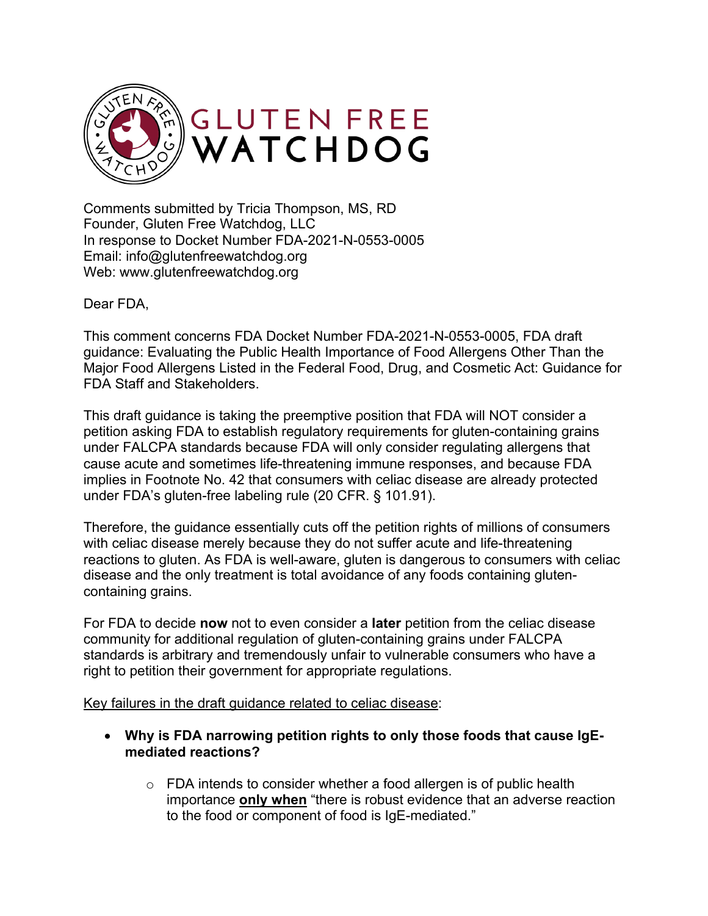Comments submitted by Tricia Thompson, MS, RD
Founder, Gluten Free Watchdog, LLC
In response to Docket Number FDA-2021-N-0553-0005
Email: info@glutenfreewatchdog.org
Web: www.glutenfreewatchdog.org

Dear FDA,

This comment concerns FDA Docket Number FDA-2021-N-0553-0005, FDA draft guidance: Evaluating the Public Health Importance of Food Allergens Other Than the Major Food Allergens Listed in the Federal Food, Drug, and Cosmetic Act: Guidance for FDA Staff and Stakeholders.

This draft guidance is taking the preemptive position that FDA will NOT consider a petition asking FDA to establish regulatory requirements for gluten-containing grains under FALCPA standards because FDA will only consider regulating allergens that cause acute and sometimes life-threatening immune responses, and because FDA implies in Footnote No. 42 that consumers with celiac disease are already protected under FDA's gluten-free labeling rule (20 CFR. § 101.91).

Therefore, the guidance essentially cuts off the petition rights of millions of consumers with celiac disease merely because they do not suffer acute and life-threatening reactions to gluten. As FDA is well-aware, gluten is dangerous to consumers with celiac disease and the only treatment is total avoidance of any foods containing gluten-containing grains.

For FDA to decide **now** not to even consider a **later** petition from the celiac disease community for additional regulation of gluten-containing grains under FALCPA standards is arbitrary and tremendously unfair to vulnerable consumers who have a right to petition their government for appropriate regulations.

<u>Key failures in the draft guidance related to celiac disease</u>:

- **Why is FDA narrowing petition rights to only those foods that cause IgE-mediated reactions?**
  - FDA intends to consider whether a food allergen is of public health importance **<u>only when</u>** "there is robust evidence that an adverse reaction to the food or component of food is IgE-mediated."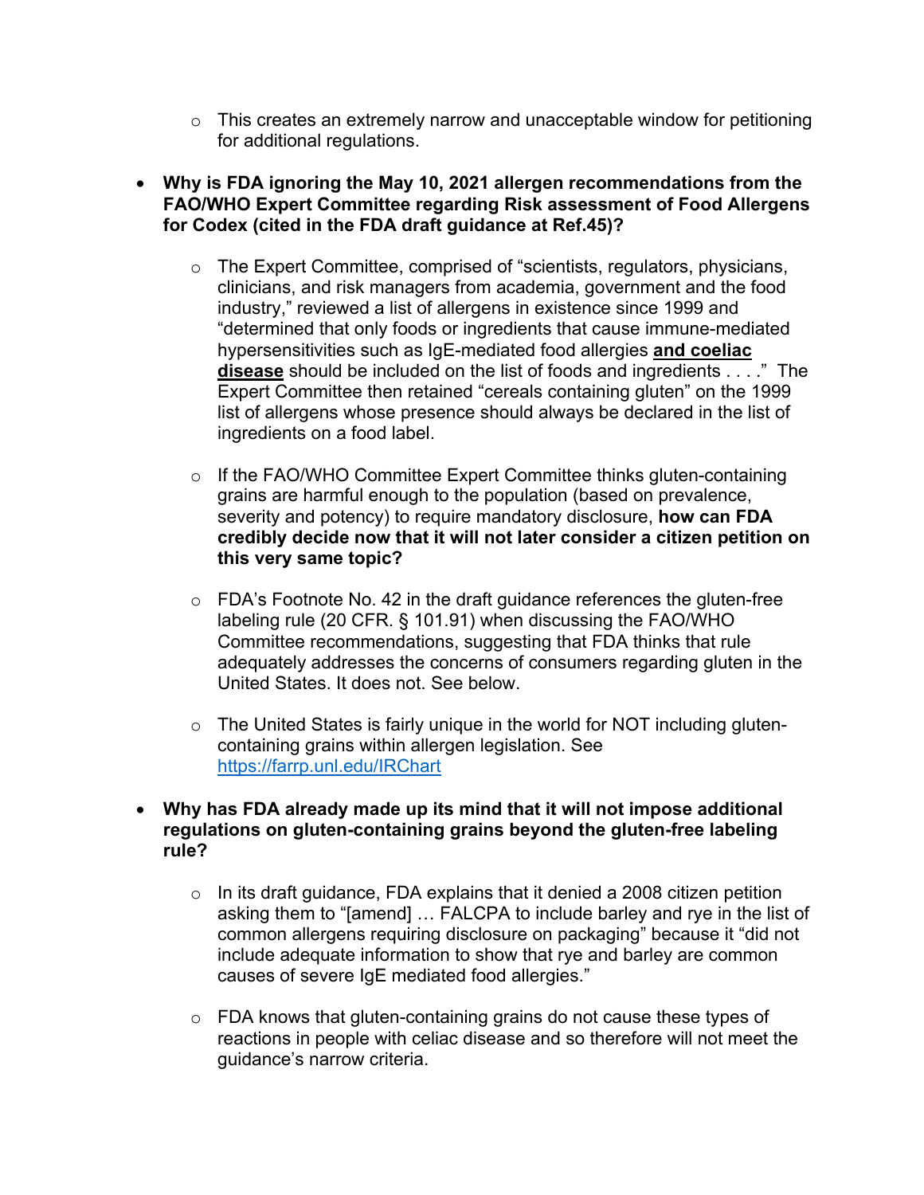- This creates an extremely narrow and unacceptable window for petitioning for additional regulations.

- **Why is FDA ignoring the May 10, 2021 allergen recommendations from the FAO/WHO Expert Committee regarding Risk assessment of Food Allergens for Codex (cited in the FDA draft guidance at Ref.45)?**

  - The Expert Committee, comprised of "scientists, regulators, physicians, clinicians, and risk managers from academia, government and the food industry," reviewed a list of allergens in existence since 1999 and "determined that only foods or ingredients that cause immune-mediated hypersensitivities such as IgE-mediated food allergies **<u>and coeliac disease</u>** should be included on the list of foods and ingredients . . . ." The Expert Committee then retained "cereals containing gluten" on the 1999 list of allergens whose presence should always be declared in the list of ingredients on a food label.

  - If the FAO/WHO Committee Expert Committee thinks gluten-containing grains are harmful enough to the population (based on prevalence, severity and potency) to require mandatory disclosure, **how can FDA credibly decide now that it will not later consider a citizen petition on this very same topic?**

  - FDA's Footnote No. 42 in the draft guidance references the gluten-free labeling rule (20 CFR. § 101.91) when discussing the FAO/WHO Committee recommendations, suggesting that FDA thinks that rule adequately addresses the concerns of consumers regarding gluten in the United States. It does not. See below.

  - The United States is fairly unique in the world for NOT including gluten-containing grains within allergen legislation. See [https://farrp.unl.edu/IRChart](https://farrp.unl.edu/IRChart)

- **Why has FDA already made up its mind that it will not impose additional regulations on gluten-containing grains beyond the gluten-free labeling rule?**

  - In its draft guidance, FDA explains that it denied a 2008 citizen petition asking them to "[amend] … FALCPA to include barley and rye in the list of common allergens requiring disclosure on packaging" because it "did not include adequate information to show that rye and barley are common causes of severe IgE mediated food allergies."

  - FDA knows that gluten-containing grains do not cause these types of reactions in people with celiac disease and so therefore will not meet the guidance's narrow criteria.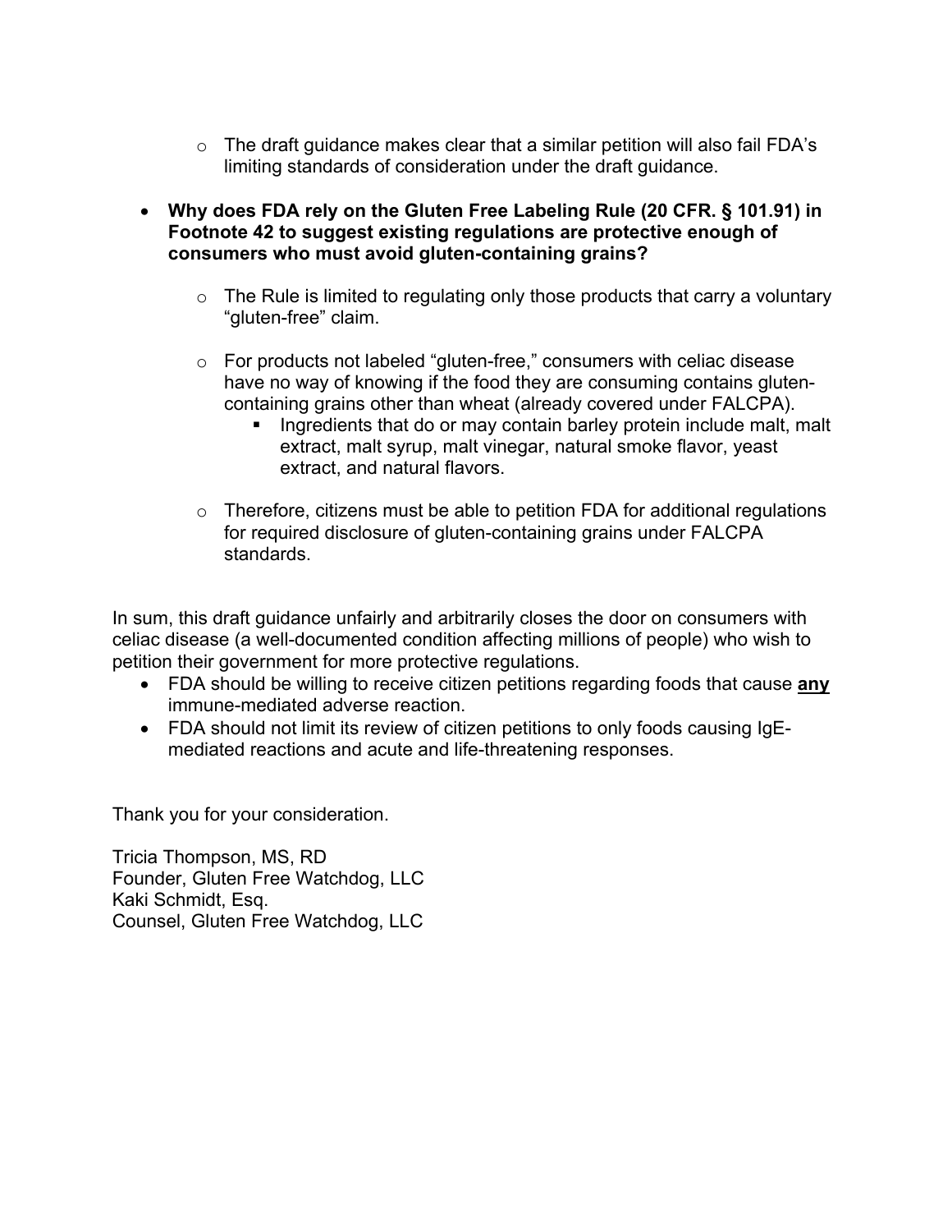- The draft guidance makes clear that a similar petition will also fail FDA's limiting standards of consideration under the draft guidance.

- **Why does FDA rely on the Gluten Free Labeling Rule (20 CFR. § 101.91) in Footnote 42 to suggest existing regulations are protective enough of consumers who must avoid gluten-containing grains?**

    - The Rule is limited to regulating only those products that carry a voluntary "gluten-free" claim.

    - For products not labeled "gluten-free," consumers with celiac disease have no way of knowing if the food they are consuming contains gluten-containing grains other than wheat (already covered under FALCPA).
        - Ingredients that do or may contain barley protein include malt, malt extract, malt syrup, malt vinegar, natural smoke flavor, yeast extract, and natural flavors.

    - Therefore, citizens must be able to petition FDA for additional regulations for required disclosure of gluten-containing grains under FALCPA standards.

In sum, this draft guidance unfairly and arbitrarily closes the door on consumers with celiac disease (a well-documented condition affecting millions of people) who wish to petition their government for more protective regulations.

- FDA should be willing to receive citizen petitions regarding foods that cause **<u>any</u>** immune-mediated adverse reaction.
- FDA should not limit its review of citizen petitions to only foods causing IgE-mediated reactions and acute and life-threatening responses.

Thank you for your consideration.

Tricia Thompson, MS, RD
Founder, Gluten Free Watchdog, LLC
Kaki Schmidt, Esq.
Counsel, Gluten Free Watchdog, LLC